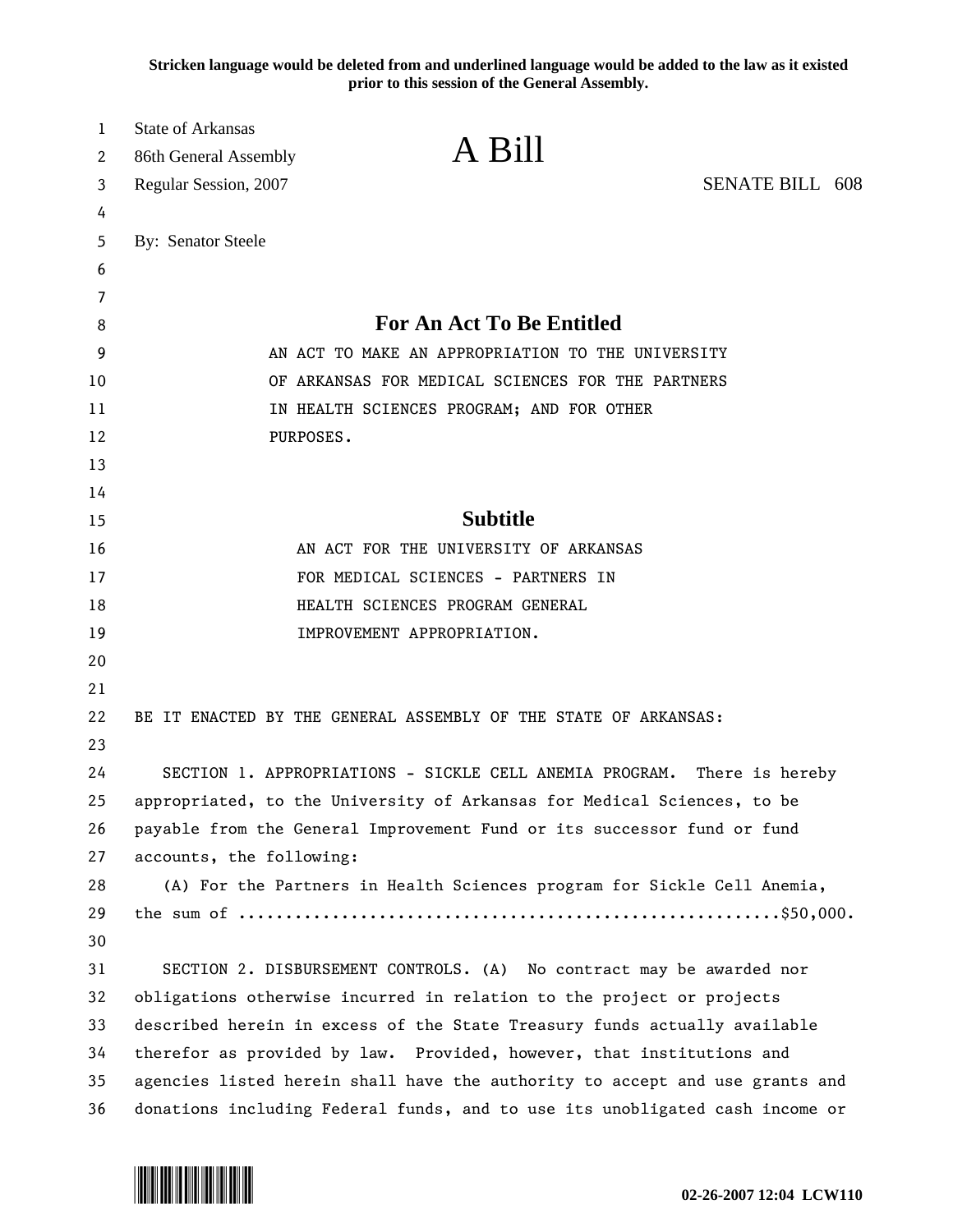**Stricken language would be deleted from and underlined language would be added to the law as it existed prior to this session of the General Assembly.**

State of Arkansas
86th General Assembly
Regular Session, 2007

# A Bill

SENATE BILL 608

By: Senator Steele

## For An Act To Be Entitled

AN ACT TO MAKE AN APPROPRIATION TO THE UNIVERSITY OF ARKANSAS FOR MEDICAL SCIENCES FOR THE PARTNERS IN HEALTH SCIENCES PROGRAM; AND FOR OTHER PURPOSES.

## Subtitle

AN ACT FOR THE UNIVERSITY OF ARKANSAS FOR MEDICAL SCIENCES - PARTNERS IN HEALTH SCIENCES PROGRAM GENERAL IMPROVEMENT APPROPRIATION.

BE IT ENACTED BY THE GENERAL ASSEMBLY OF THE STATE OF ARKANSAS:

SECTION 1. APPROPRIATIONS - SICKLE CELL ANEMIA PROGRAM. There is hereby appropriated, to the University of Arkansas for Medical Sciences, to be payable from the General Improvement Fund or its successor fund or fund accounts, the following:

(A) For the Partners in Health Sciences program for Sickle Cell Anemia, the sum of .........................................................$50,000.

SECTION 2. DISBURSEMENT CONTROLS. (A) No contract may be awarded nor obligations otherwise incurred in relation to the project or projects described herein in excess of the State Treasury funds actually available therefor as provided by law. Provided, however, that institutions and agencies listed herein shall have the authority to accept and use grants and donations including Federal funds, and to use its unobligated cash income or

02-26-2007 12:04 LCW110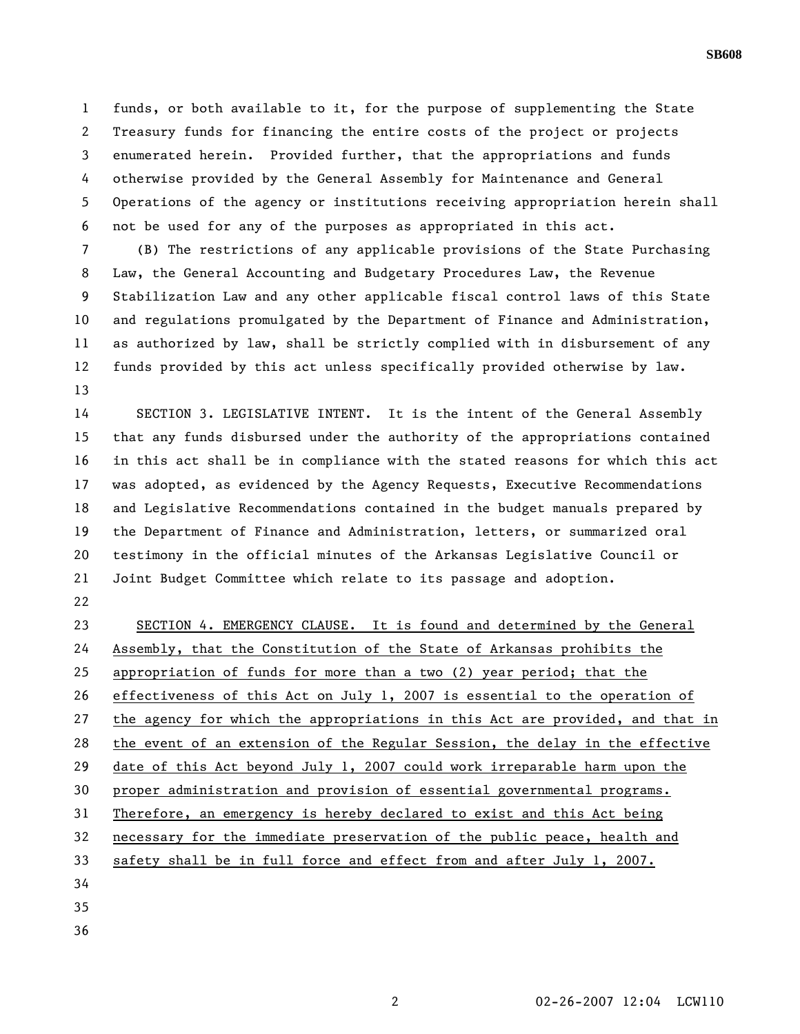funds, or both available to it, for the purpose of supplementing the State Treasury funds for financing the entire costs of the project or projects enumerated herein. Provided further, that the appropriations and funds otherwise provided by the General Assembly for Maintenance and General Operations of the agency or institutions receiving appropriation herein shall not be used for any of the purposes as appropriated in this act.

(B) The restrictions of any applicable provisions of the State Purchasing Law, the General Accounting and Budgetary Procedures Law, the Revenue Stabilization Law and any other applicable fiscal control laws of this State and regulations promulgated by the Department of Finance and Administration, as authorized by law, shall be strictly complied with in disbursement of any funds provided by this act unless specifically provided otherwise by law.

SECTION 3. LEGISLATIVE INTENT. It is the intent of the General Assembly that any funds disbursed under the authority of the appropriations contained in this act shall be in compliance with the stated reasons for which this act was adopted, as evidenced by the Agency Requests, Executive Recommendations and Legislative Recommendations contained in the budget manuals prepared by the Department of Finance and Administration, letters, or summarized oral testimony in the official minutes of the Arkansas Legislative Council or Joint Budget Committee which relate to its passage and adoption.

SECTION 4. EMERGENCY CLAUSE. It is found and determined by the General Assembly, that the Constitution of the State of Arkansas prohibits the appropriation of funds for more than a two (2) year period; that the effectiveness of this Act on July 1, 2007 is essential to the operation of the agency for which the appropriations in this Act are provided, and that in the event of an extension of the Regular Session, the delay in the effective date of this Act beyond July 1, 2007 could work irreparable harm upon the proper administration and provision of essential governmental programs. Therefore, an emergency is hereby declared to exist and this Act being necessary for the immediate preservation of the public peace, health and safety shall be in full force and effect from and after July 1, 2007.